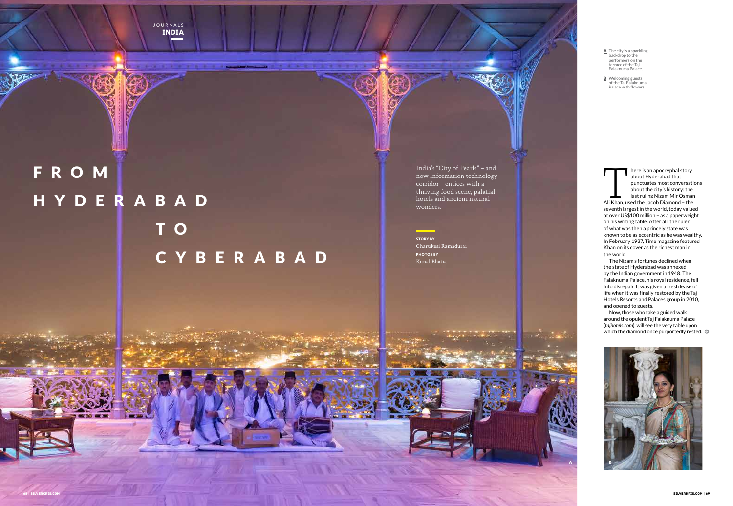JOURNALS
INDIA

# FROM HYDERABAD TO CYBERABAD

India's "City of Pearls" – and now information technology corridor – entices with a thriving food scene, palatial hotels and ancient natural wonders.

**STORY BY**
Charukesi Ramadurai
**PHOTOS BY**
Kunal Bhatia

**A** The city is a sparkling backdrop to the performers on the terrace of the Taj Falaknuma Palace.

**B** Welcoming guests of the Taj Falaknuma Palace with flowers.

There is an apocryphal story about Hyderabad that punctuates most conversations about the city's history: the last ruling Nizam Mir Osman Ali Khan, used the Jacob Diamond – the seventh largest in the world, today valued at over US$100 million – as a paperweight on his writing table. After all, the ruler of what was then a princely state was known to be as eccentric as he was wealthy. In February 1937, Time magazine featured Khan on its cover as the richest man in the world.

The Nizam's fortunes declined when the state of Hyderabad was annexed by the Indian government in 1948. The Falaknuma Palace, his royal residence, fell into disrepair. It was given a fresh lease of life when it was finally restored by the Taj Hotels Resorts and Palaces group in 2010, and opened to guests.

Now, those who take a guided walk around the opulent Taj Falaknuma Palace (*tajhotels.com*), will see the very table upon which the diamond once purportedly rested.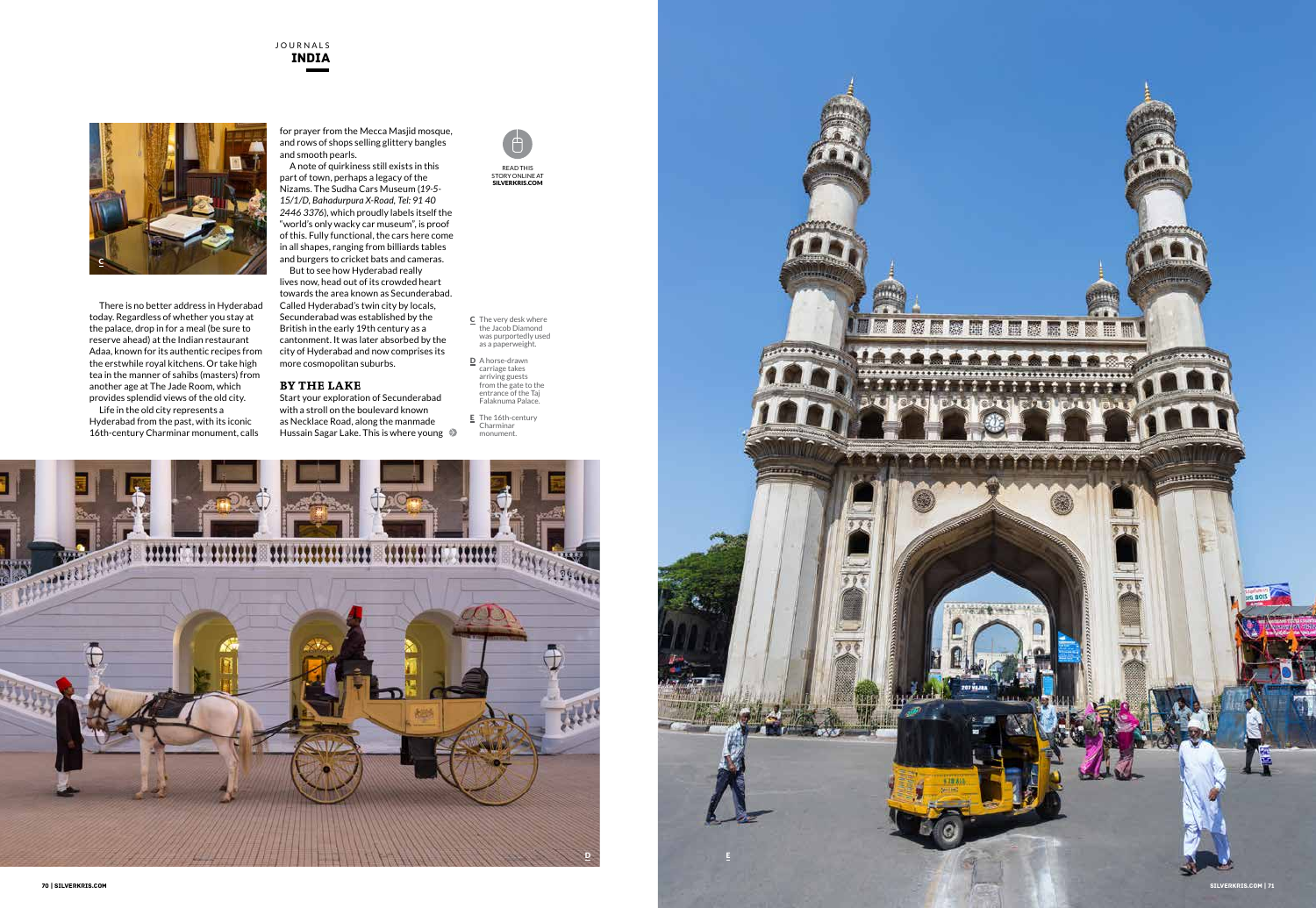There is no better address in Hyderabad today. Regardless of whether you stay at the palace, drop in for a meal (be sure to reserve ahead) at the Indian restaurant Adaa, known for its authentic recipes from the erstwhile royal kitchens. Or take high tea in the manner of sahibs (masters) from another age at The Jade Room, which provides splendid views of the old city.

Life in the old city represents a Hyderabad from the past, with its iconic 16th-century Charminar monument, calls for prayer from the Mecca Masjid mosque, and rows of shops selling glittery bangles and smooth pearls.

A note of quirkiness still exists in this part of town, perhaps a legacy of the Nizams. The Sudha Cars Museum (*19-5-15/1/D, Bahadurpura X-Road, Tel: 91 40 2446 3376*), which proudly labels itself the "world's only wacky car museum", is proof of this. Fully functional, the cars here come in all shapes, ranging from billiards tables and burgers to cricket bats and cameras.

But to see how Hyderabad really lives now, head out of its crowded heart towards the area known as Secunderabad. Called Hyderabad's twin city by locals, Secunderabad was established by the British in the early 19th century as a cantonment. It was later absorbed by the city of Hyderabad and now comprises its more cosmopolitan suburbs.

## BY THE LAKE

Start your exploration of Secunderabad with a stroll on the boulevard known as Necklace Road, along the manmade Hussain Sagar Lake. This is where young

READ THIS STORY ONLINE AT **SILVERKRIS.COM**

C The very desk where the Jacob Diamond was purportedly used as a paperweight.

D A horse-drawn carriage takes arriving guests from the gate to the entrance of the Taj Falaknuma Palace.

E The 16th-century Charminar monument.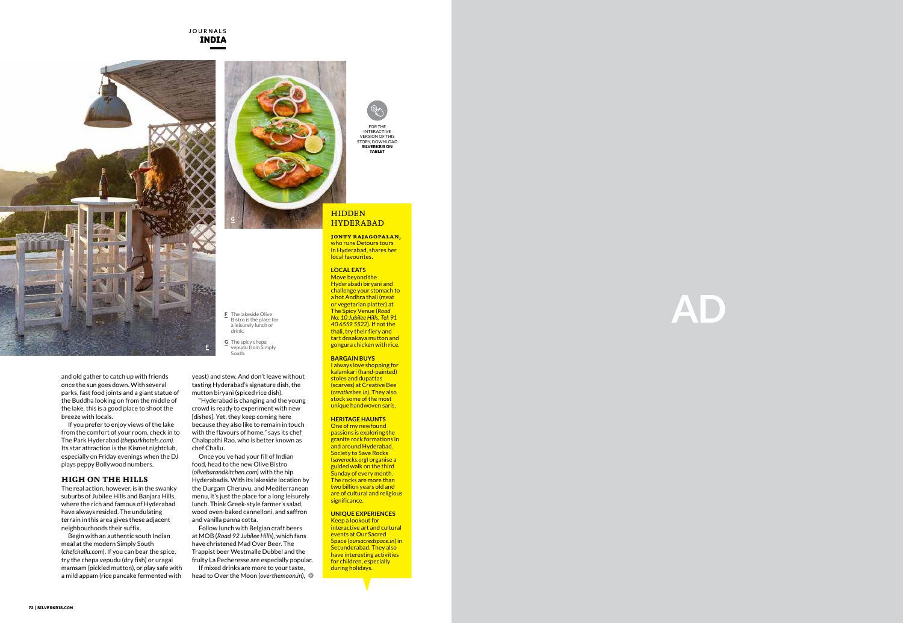F The lakeside Olive Bistro is the place for a leisurely lunch or drink.

G The spicy chepa vepudu from Simply South.

FOR THE INTERACTIVE VERSION OF THIS STORY, DOWNLOAD **SILVERKRIS ON TABLET**

and old gather to catch up with friends once the sun goes down. With several parks, fast food joints and a giant statue of the Buddha looking on from the middle of the lake, this is a good place to shoot the breeze with locals.

If you prefer to enjoy views of the lake from the comfort of your room, check in to The Park Hyderabad *(theparkhotels.com)*. Its star attraction is the Kismet nightclub, especially on Friday evenings when the DJ plays peppy Bollywood numbers.

## HIGH ON THE HILLS

The real action, however, is in the swanky suburbs of Jubilee Hills and Banjara Hills, where the rich and famous of Hyderabad have always resided. The undulating terrain in this area gives these adjacent neighbourhoods their suffix.

Begin with an authentic south Indian meal at the modern Simply South (*chefchallu.com*). If you can bear the spice, try the chepa vepudu (dry fish) or uragai mamsam (pickled mutton), or play safe with a mild appam (rice pancake fermented with yeast) and stew. And don't leave without tasting Hyderabad's signature dish, the mutton biryani (spiced rice dish).

"Hyderabad is changing and the young crowd is ready to experiment with new [dishes]. Yet, they keep coming here because they also like to remain in touch with the flavours of home," says its chef Chalapathi Rao, who is better known as chef Challu.

Once you've had your fill of Indian food, head to the new Olive Bistro (*olivebarandkitchen.com*) with the hip Hyderabadis. With its lakeside location by the Durgam Cheruvu, and Mediterranean menu, it's just the place for a long leisurely lunch. Think Greek-style farmer's salad, wood oven-baked cannelloni, and saffron and vanilla panna cotta.

Follow lunch with Belgian craft beers at MOB (*Road 92 Jubilee Hills*), which fans have christened Mad Over Beer. The Trappist beer Westmalle Dubbel and the fruity La Pecheresse are especially popular.

If mixed drinks are more to your taste, head to Over the Moon (*overthemoon.in*),

## HIDDEN HYDERABAD

**JONTY RAJAGOPALAN,** who runs Detours tours in Hyderabad, shares her local favourites.

**LOCAL EATS**
Move beyond the Hyderabadi biryani and challenge your stomach to a hot Andhra thali (meat or vegetarian platter) at The Spicy Venue (*Road No. 10 Jubilee Hills, Tel: 91 40 6559 5522*). If not the thali, try their fiery and tart dosakaya mutton and gongura chicken with rice.

**BARGAIN BUYS**
I always love shopping for kalamkari (hand-painted) stoles and dupattas (scarves) at Creative Bee (*creativebee.in*). They also stock some of the most unique handwoven saris.

**HERITAGE HAUNTS**
One of my newfound passions is exploring the granite rock formations in and around Hyderabad. Society to Save Rocks (*saverocks.org*) organise a guided walk on the third Sunday of every month. The rocks are more than two billion years old and are of cultural and religious significance.

**UNIQUE EXPERIENCES**
Keep a lookout for interactive art and cultural events at Our Sacred Space (*oursacredspace.in*) in Secunderabad. They also have interesting activities for children, especially during holidays.

AD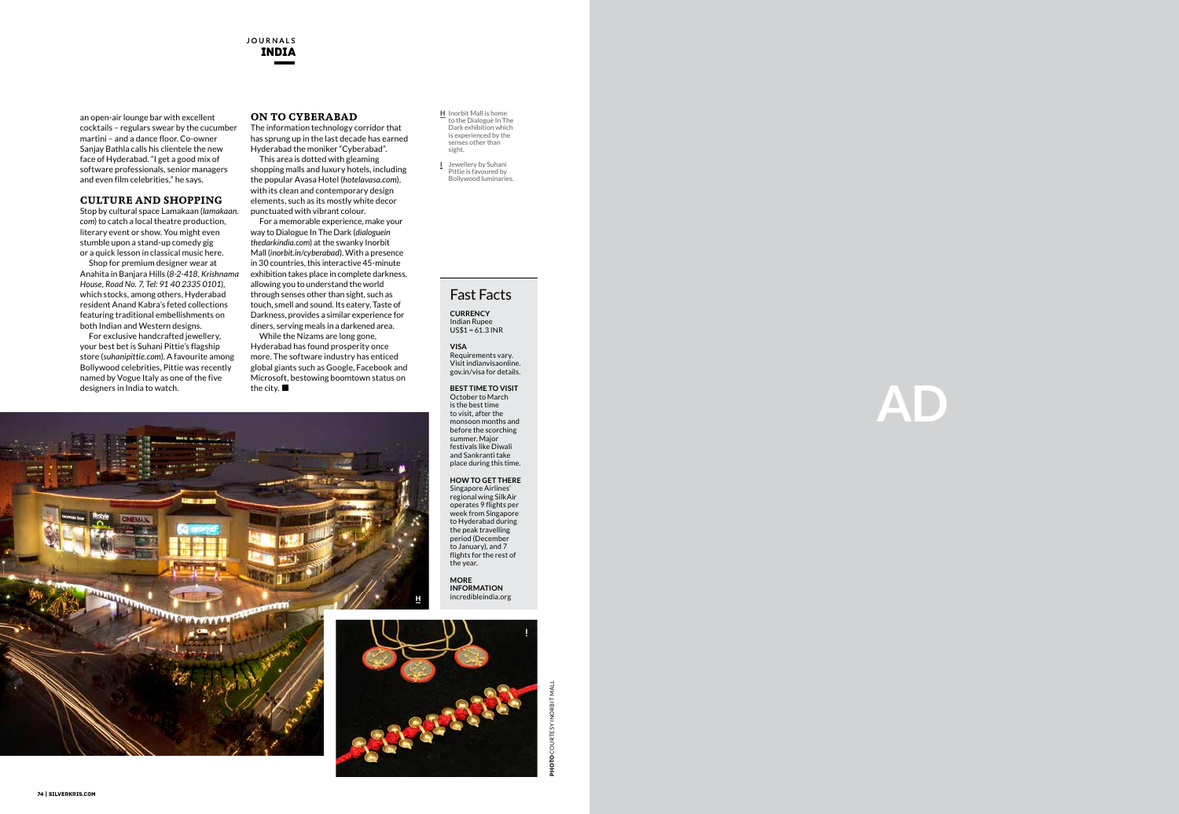an open-air lounge bar with excellent cocktails – regulars swear by the cucumber martini – and a dance floor. Co-owner Sanjay Bathla calls his clientele the new face of Hyderabad. "I get a good mix of software professionals, senior managers and even film celebrities," he says.

## CULTURE AND SHOPPING

Stop by cultural space Lamakaan (*lamakaan.com*) to catch a local theatre production, literary event or show. You might even stumble upon a stand-up comedy gig or a quick lesson in classical music here.

Shop for premium designer wear at Anahita in Banjara Hills (*8-2-418, Krishnama House, Road No. 7, Tel: 91 40 2335 0101*), which stocks, among others, Hyderabad resident Anand Kabra's feted collections featuring traditional embellishments on both Indian and Western designs.

For exclusive handcrafted jewellery, your best bet is Suhani Pittie's flagship store (*suhanipittie.com*). A favourite among Bollywood celebrities, Pittie was recently named by Vogue Italy as one of the five designers in India to watch.

## ON TO CYBERABAD

The information technology corridor that has sprung up in the last decade has earned Hyderabad the moniker "Cyberabad".

This area is dotted with gleaming shopping malls and luxury hotels, including the popular Avasa Hotel (*hotelavasa.com*), with its clean and contemporary design elements, such as its mostly white decor punctuated with vibrant colour.

For a memorable experience, make your way to Dialogue In The Dark (*dialogueinthedarkindia.com*) at the swanky Inorbit Mall (*inorbit.in/cyberabad*). With a presence in 30 countries, this interactive 45-minute exhibition takes place in complete darkness, allowing you to understand the world through senses other than sight, such as touch, smell and sound. Its eatery, Taste of Darkness, provides a similar experience for diners, serving meals in a darkened area.

While the Nizams are long gone, Hyderabad has found prosperity once more. The software industry has enticed global giants such as Google, Facebook and Microsoft, bestowing boomtown status on the city. ■

H Inorbit Mall is home to the Dialogue In The Dark exhibition which is experienced by the senses other than sight.

! Jewellery by Suhani Pittie is favoured by Bollywood luminaries.

## Fast Facts

**CURRENCY**
Indian Rupee
US$1 = 61.3 INR

**VISA**
Requirements vary. Visit indianvisaonline.gov.in/visa for details.

**BEST TIME TO VISIT**
October to March is the best time to visit, after the monsoon months and before the scorching summer. Major festivals like Diwali and Sankranti take place during this time.

**HOW TO GET THERE**
Singapore Airlines' regional wing SilkAir operates 9 flights per week from Singapore to Hyderabad during the peak travelling period (December to January), and 7 flights for the rest of the year.

**MORE INFORMATION**
incredibleindia.org

**PHOTO** COURTESY INORBIT MALL

AD